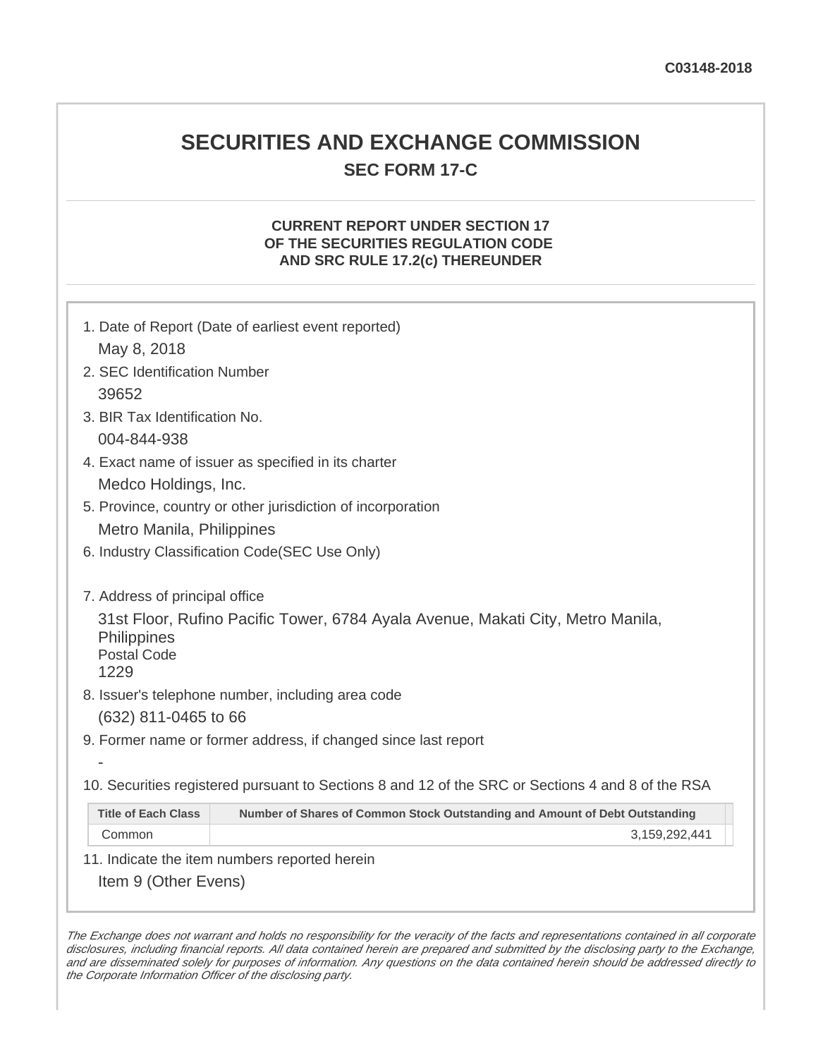C03148-2018

# SECURITIES AND EXCHANGE COMMISSION

## SEC FORM 17-C

### CURRENT REPORT UNDER SECTION 17 OF THE SECURITIES REGULATION CODE AND SRC RULE 17.2(c) THEREUNDER

1. Date of Report (Date of earliest event reported)

   May 8, 2018

2. SEC Identification Number

   39652

3. BIR Tax Identification No.

   004-844-938

4. Exact name of issuer as specified in its charter

   Medco Holdings, Inc.

5. Province, country or other jurisdiction of incorporation

   Metro Manila, Philippines

6. Industry Classification Code(SEC Use Only)

7. Address of principal office

   31st Floor, Rufino Pacific Tower, 6784 Ayala Avenue, Makati City, Metro Manila, Philippines
   Postal Code
   1229

8. Issuer's telephone number, including area code

   (632) 811-0465 to 66

9. Former name or former address, if changed since last report

   -

10. Securities registered pursuant to Sections 8 and 12 of the SRC or Sections 4 and 8 of the RSA

| Title of Each Class | Number of Shares of Common Stock Outstanding and Amount of Debt Outstanding |
|---|---|
| Common | 3,159,292,441 |

11. Indicate the item numbers reported herein

   Item 9 (Other Evens)

*The Exchange does not warrant and holds no responsibility for the veracity of the facts and representations contained in all corporate disclosures, including financial reports. All data contained herein are prepared and submitted by the disclosing party to the Exchange, and are disseminated solely for purposes of information. Any questions on the data contained herein should be addressed directly to the Corporate Information Officer of the disclosing party.*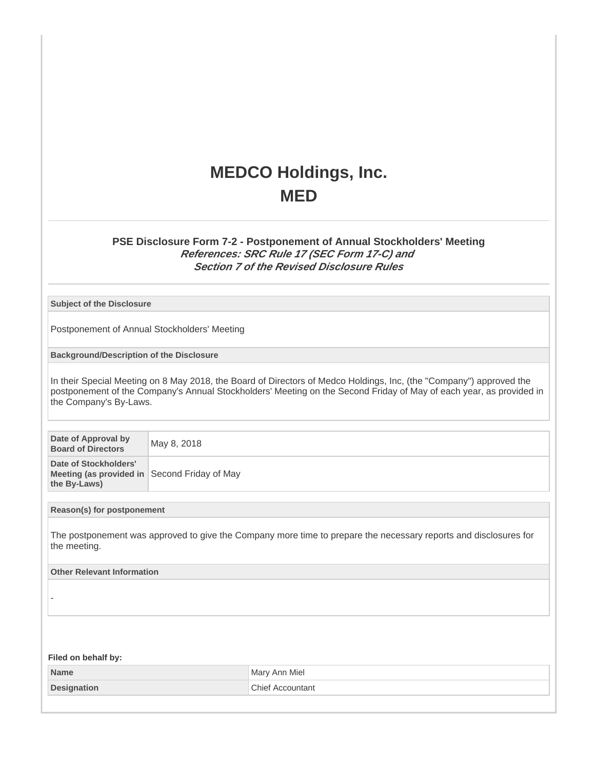# MEDCO Holdings, Inc.

# MED

### PSE Disclosure Form 7-2 - Postponement of Annual Stockholders' Meeting

***References: SRC Rule 17 (SEC Form 17-C) and Section 7 of the Revised Disclosure Rules***

| Subject of the Disclosure |
|---|
| Postponement of Annual Stockholders' Meeting |

| Background/Description of the Disclosure |
|---|
| In their Special Meeting on 8 May 2018, the Board of Directors of Medco Holdings, Inc, (the "Company") approved the postponement of the Company's Annual Stockholders' Meeting on the Second Friday of May of each year, as provided in the Company's By-Laws. |

| | |
|---|---|
| **Date of Approval by Board of Directors** | May 8, 2018 |
| **Date of Stockholders' Meeting (as provided in the By-Laws)** | Second Friday of May |

| Reason(s) for postponement |
|---|
| The postponement was approved to give the Company more time to prepare the necessary reports and disclosures for the meeting. |

| Other Relevant Information |
|---|
| - |

**Filed on behalf by:**

| | |
|---|---|
| **Name** | Mary Ann Miel |
| **Designation** | Chief Accountant |